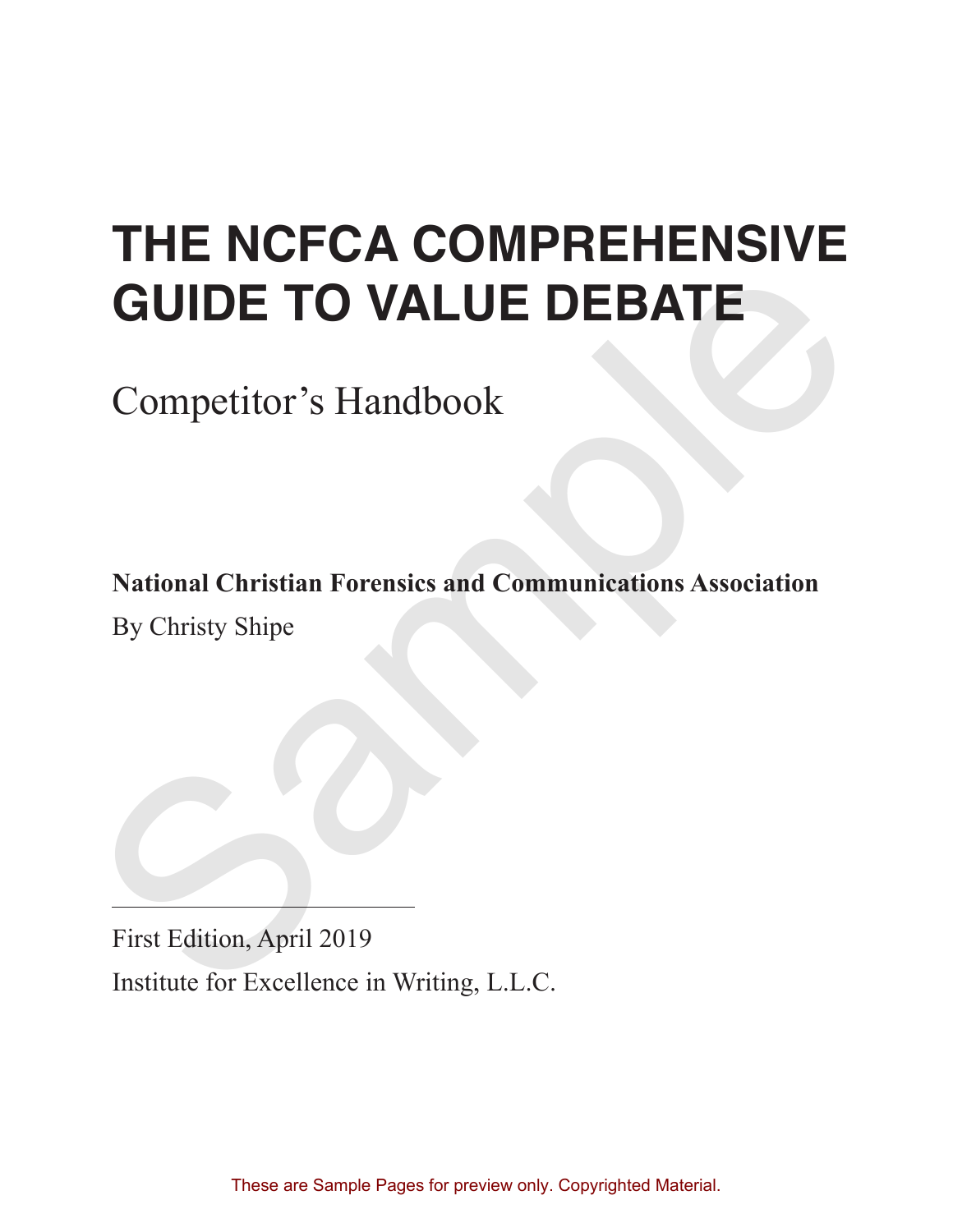# THE NCFCA COMPREHENSIVE GUIDE TO VALUE DEBATE

Competitor's Handbook

**National Christian Forensics and Communications Association**

By Christy Shipe

---

First Edition, April 2019

Institute for Excellence in Writing, L.L.C.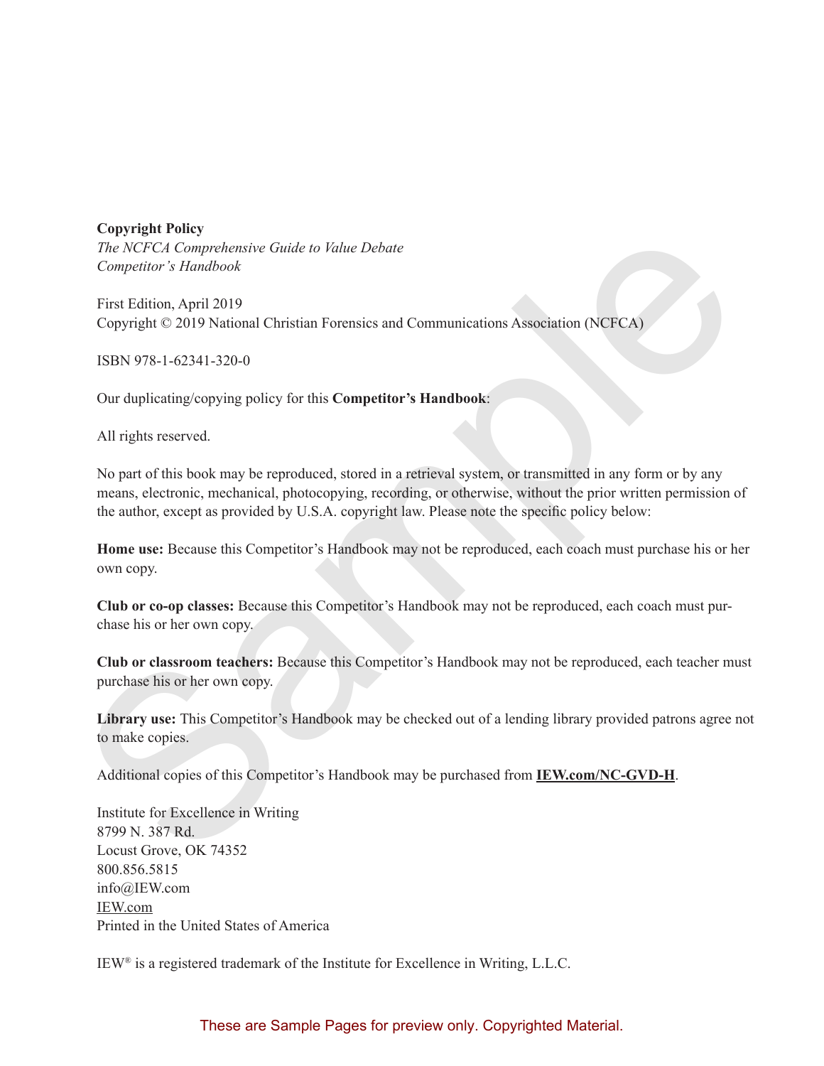**Copyright Policy**
*The NCFCA Comprehensive Guide to Value Debate*
*Competitor's Handbook*

First Edition, April 2019
Copyright © 2019 National Christian Forensics and Communications Association (NCFCA)

ISBN 978-1-62341-320-0

Our duplicating/copying policy for this **Competitor's Handbook**:

All rights reserved.

No part of this book may be reproduced, stored in a retrieval system, or transmitted in any form or by any means, electronic, mechanical, photocopying, recording, or otherwise, without the prior written permission of the author, except as provided by U.S.A. copyright law. Please note the specific policy below:

**Home use:** Because this Competitor's Handbook may not be reproduced, each coach must purchase his or her own copy.

**Club or co-op classes:** Because this Competitor's Handbook may not be reproduced, each coach must purchase his or her own copy.

**Club or classroom teachers:** Because this Competitor's Handbook may not be reproduced, each teacher must purchase his or her own copy.

**Library use:** This Competitor's Handbook may be checked out of a lending library provided patrons agree not to make copies.

Additional copies of this Competitor's Handbook may be purchased from **IEW.com/NC-GVD-H**.

Institute for Excellence in Writing
8799 N. 387 Rd.
Locust Grove, OK 74352
800.856.5815
info@IEW.com
IEW.com
Printed in the United States of America

IEW® is a registered trademark of the Institute for Excellence in Writing, L.L.C.

These are Sample Pages for preview only. Copyrighted Material.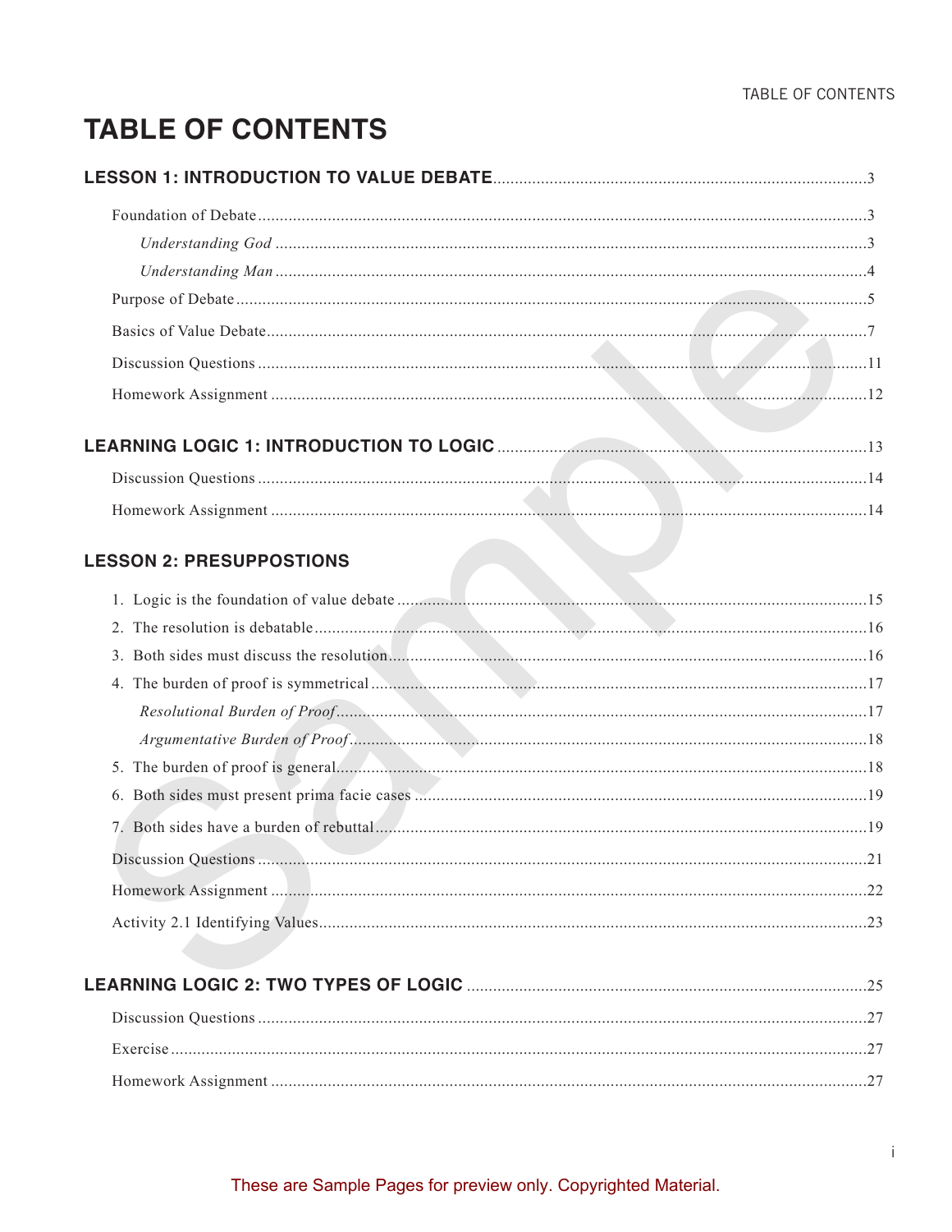# TABLE OF CONTENTS

**LESSON 1: INTRODUCTION TO VALUE DEBATE** .......... 3

- Foundation of Debate .......... 3
  - *Understanding God* .......... 3
  - *Understanding Man* .......... 4
- Purpose of Debate .......... 5
- Basics of Value Debate .......... 7
- Discussion Questions .......... 11
- Homework Assignment .......... 12

**LEARNING LOGIC 1: INTRODUCTION TO LOGIC** .......... 13

- Discussion Questions .......... 14
- Homework Assignment .......... 14

**LESSON 2: PRESUPPOSTIONS**

1. Logic is the foundation of value debate .......... 15
2. The resolution is debatable .......... 16
3. Both sides must discuss the resolution .......... 16
4. The burden of proof is symmetrical .......... 17
   - *Resolutional Burden of Proof* .......... 17
   - *Argumentative Burden of Proof* .......... 18
5. The burden of proof is general .......... 18
6. Both sides must present prima facie cases .......... 19
7. Both sides have a burden of rebuttal .......... 19

- Discussion Questions .......... 21
- Homework Assignment .......... 22
- Activity 2.1 Identifying Values .......... 23

**LEARNING LOGIC 2: TWO TYPES OF LOGIC** .......... 25

- Discussion Questions .......... 27
- Exercise .......... 27
- Homework Assignment .......... 27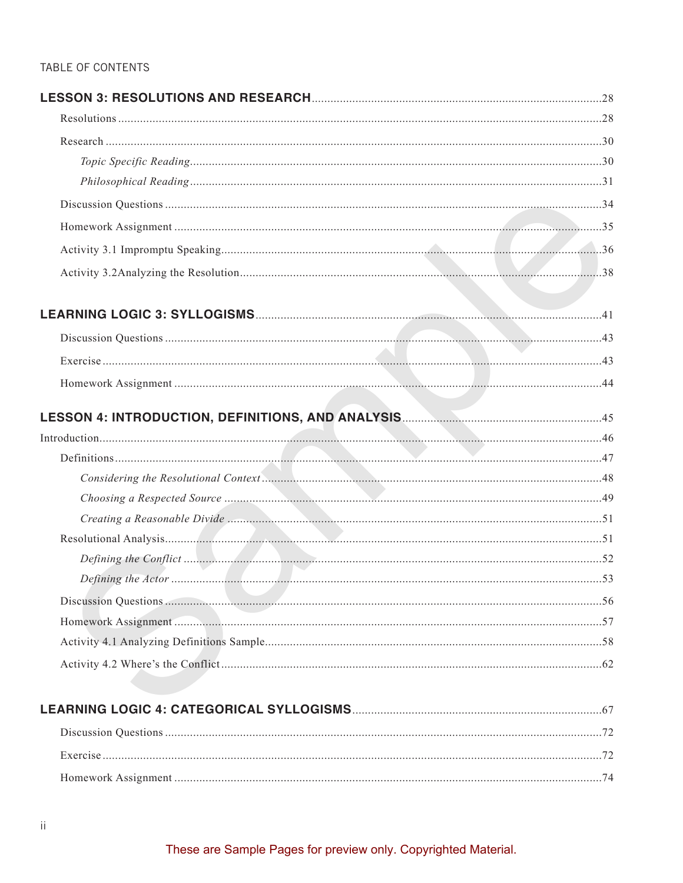TABLE OF CONTENTS

**LESSON 3: RESOLUTIONS AND RESEARCH** ..... 28

- Resolutions ..... 28
- Research ..... 30
  - *Topic Specific Reading* ..... 30
  - *Philosophical Reading* ..... 31
- Discussion Questions ..... 34
- Homework Assignment ..... 35
- Activity 3.1 Impromptu Speaking ..... 36
- Activity 3.2Analyzing the Resolution ..... 38

**LEARNING LOGIC 3: SYLLOGISMS** ..... 41

- Discussion Questions ..... 43
- Exercise ..... 43
- Homework Assignment ..... 44

**LESSON 4: INTRODUCTION, DEFINITIONS, AND ANALYSIS** ..... 45

Introduction ..... 46

- Definitions ..... 47
  - *Considering the Resolutional Context* ..... 48
  - *Choosing a Respected Source* ..... 49
  - *Creating a Reasonable Divide* ..... 51
- Resolutional Analysis ..... 51
  - *Defining the Conflict* ..... 52
  - *Defining the Actor* ..... 53
- Discussion Questions ..... 56
- Homework Assignment ..... 57
- Activity 4.1 Analyzing Definitions Sample ..... 58
- Activity 4.2 Where's the Conflict ..... 62

**LEARNING LOGIC 4: CATEGORICAL SYLLOGISMS** ..... 67

- Discussion Questions ..... 72
- Exercise ..... 72
- Homework Assignment ..... 74

These are Sample Pages for preview only. Copyrighted Material.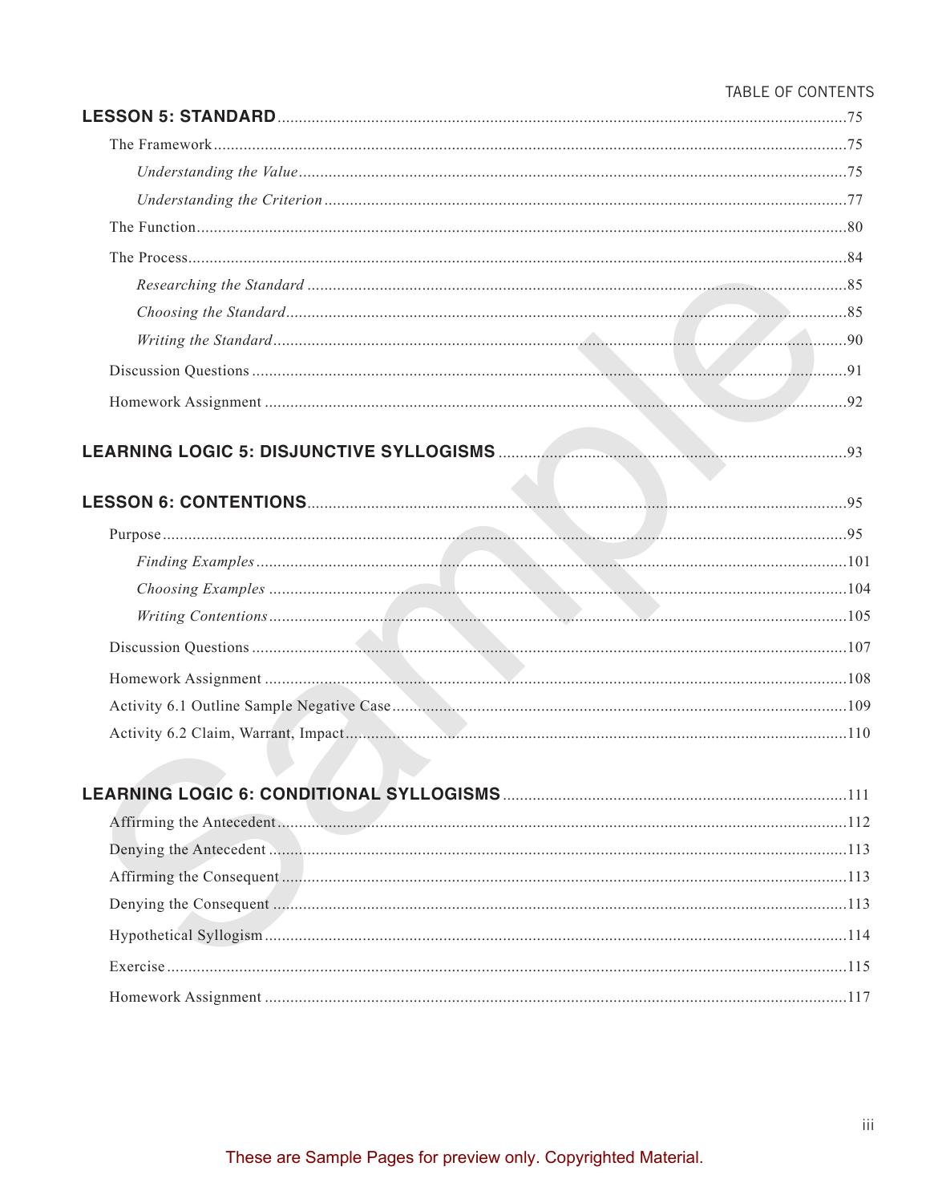**LESSON 5: STANDARD** .......... 75

The Framework .......... 75

*Understanding the Value* .......... 75

*Understanding the Criterion* .......... 77

The Function .......... 80

The Process .......... 84

*Researching the Standard* .......... 85

*Choosing the Standard* .......... 85

*Writing the Standard* .......... 90

Discussion Questions .......... 91

Homework Assignment .......... 92

**LEARNING LOGIC 5: DISJUNCTIVE SYLLOGISMS** .......... 93

**LESSON 6: CONTENTIONS** .......... 95

Purpose .......... 95

*Finding Examples* .......... 101

*Choosing Examples* .......... 104

*Writing Contentions* .......... 105

Discussion Questions .......... 107

Homework Assignment .......... 108

Activity 6.1 Outline Sample Negative Case .......... 109

Activity 6.2 Claim, Warrant, Impact .......... 110

**LEARNING LOGIC 6: CONDITIONAL SYLLOGISMS** .......... 111

Affirming the Antecedent .......... 112

Denying the Antecedent .......... 113

Affirming the Consequent .......... 113

Denying the Consequent .......... 113

Hypothetical Syllogism .......... 114

Exercise .......... 115

Homework Assignment .......... 117

These are Sample Pages for preview only. Copyrighted Material.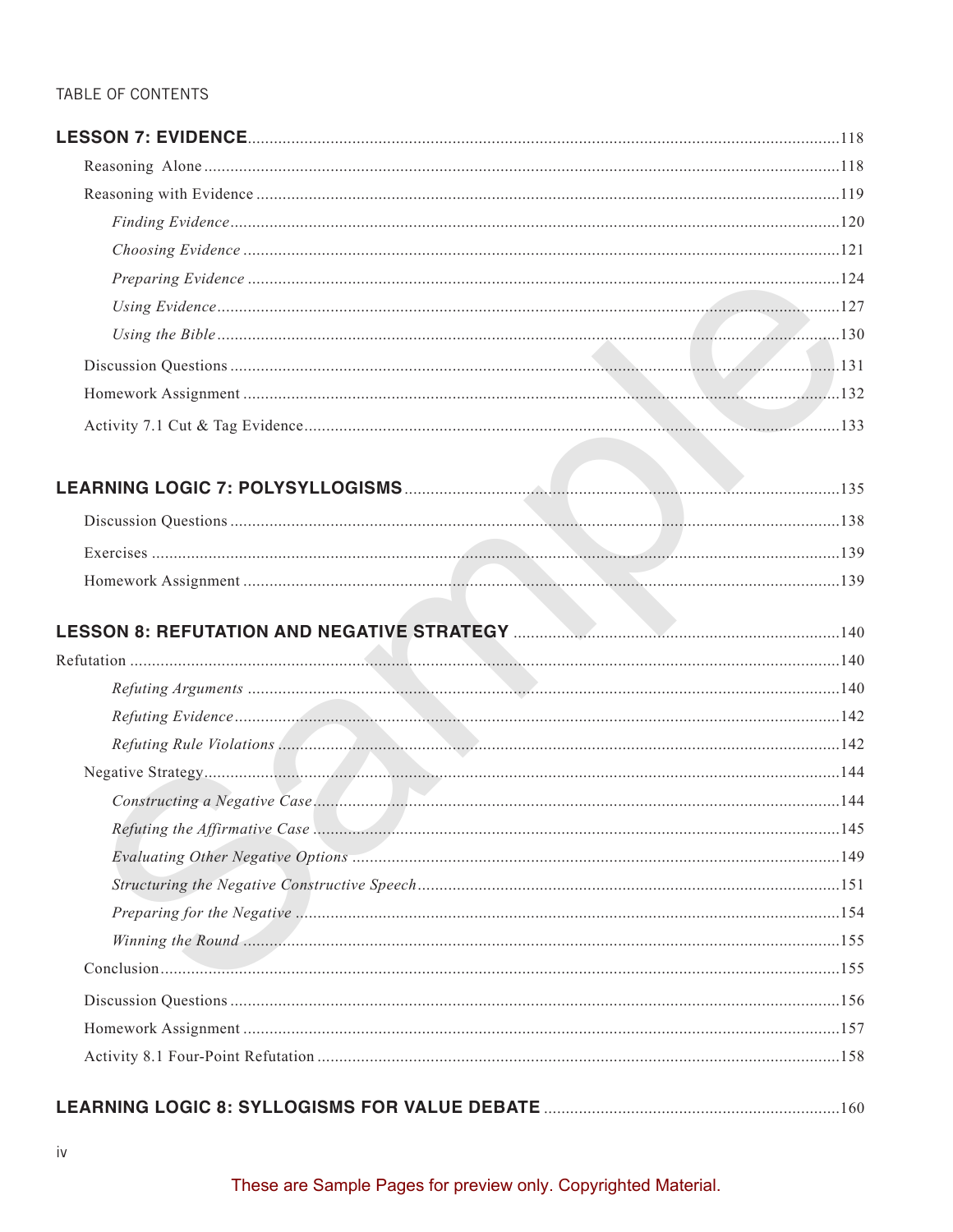TABLE OF CONTENTS

**LESSON 7: EVIDENCE** ....... 118

Reasoning Alone ....... 118

Reasoning with Evidence ....... 119

*Finding Evidence* ....... 120

*Choosing Evidence* ....... 121

*Preparing Evidence* ....... 124

*Using Evidence* ....... 127

*Using the Bible* ....... 130

Discussion Questions ....... 131

Homework Assignment ....... 132

Activity 7.1 Cut & Tag Evidence ....... 133

**LEARNING LOGIC 7: POLYSYLLOGISMS** ....... 135

Discussion Questions ....... 138

Exercises ....... 139

Homework Assignment ....... 139

**LESSON 8: REFUTATION AND NEGATIVE STRATEGY** ....... 140

Refutation ....... 140

*Refuting Arguments* ....... 140

*Refuting Evidence* ....... 142

*Refuting Rule Violations* ....... 142

Negative Strategy ....... 144

*Constructing a Negative Case* ....... 144

*Refuting the Affirmative Case* ....... 145

*Evaluating Other Negative Options* ....... 149

*Structuring the Negative Constructive Speech* ....... 151

*Preparing for the Negative* ....... 154

*Winning the Round* ....... 155

Conclusion ....... 155

Discussion Questions ....... 156

Homework Assignment ....... 157

Activity 8.1 Four-Point Refutation ....... 158

**LEARNING LOGIC 8: SYLLOGISMS FOR VALUE DEBATE** ....... 160

These are Sample Pages for preview only. Copyrighted Material.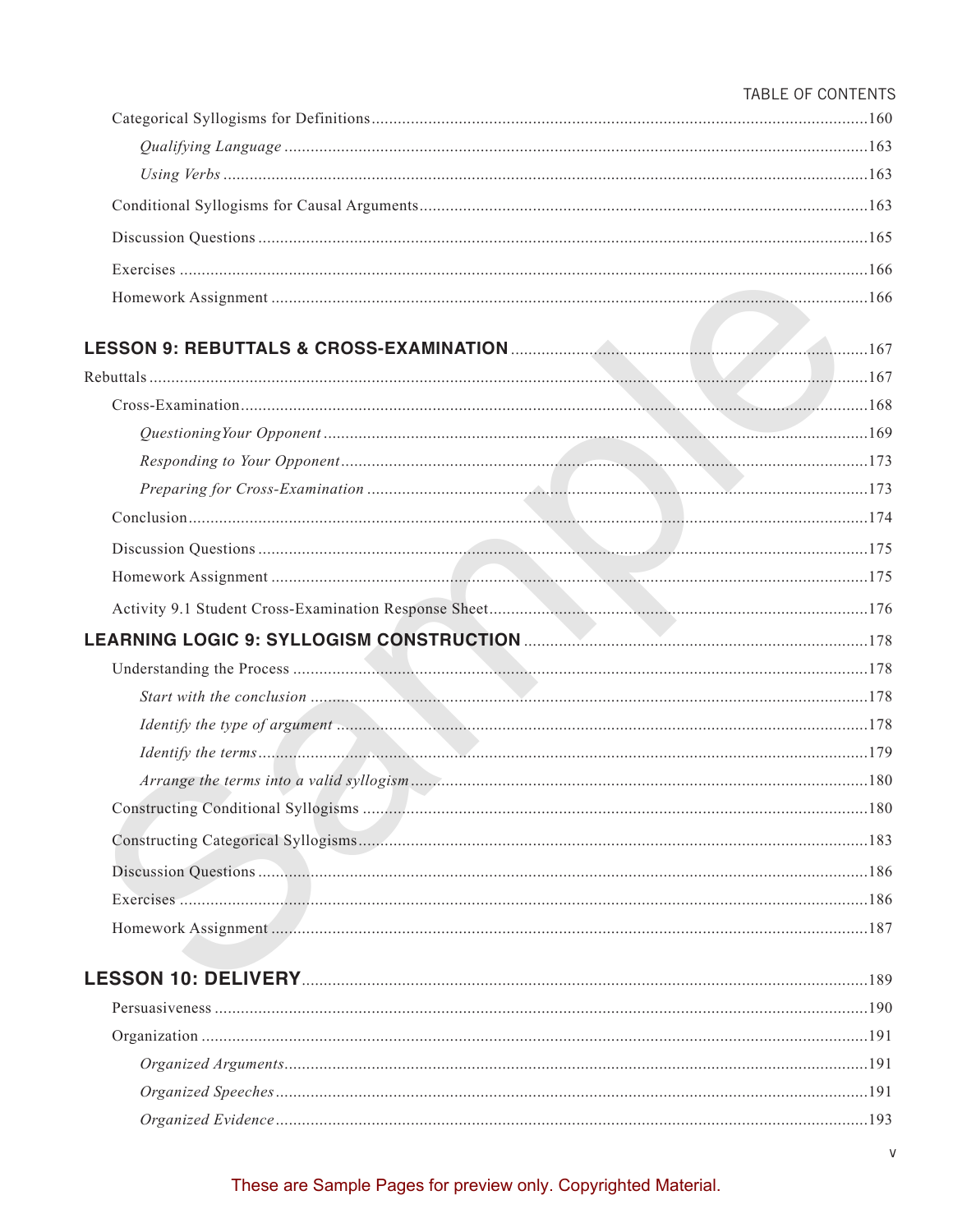Categorical Syllogisms for Definitions ....160

*Qualifying Language* ....163

*Using Verbs* ....163

Conditional Syllogisms for Causal Arguments ....163

Discussion Questions ....165

Exercises ....166

Homework Assignment ....166

## LESSON 9: REBUTTALS & CROSS-EXAMINATION ....167

Rebuttals ....167

Cross-Examination ....168

*QuestioningYour Opponent* ....169

*Responding to Your Opponent* ....173

*Preparing for Cross-Examination* ....173

Conclusion ....174

Discussion Questions ....175

Homework Assignment ....175

Activity 9.1 Student Cross-Examination Response Sheet ....176

## LEARNING LOGIC 9: SYLLOGISM CONSTRUCTION ....178

Understanding the Process ....178

*Start with the conclusion* ....178

*Identify the type of argument* ....178

*Identify the terms* ....179

*Arrange the terms into a valid syllogism* ....180

Constructing Conditional Syllogisms ....180

Constructing Categorical Syllogisms ....183

Discussion Questions ....186

Exercises ....186

Homework Assignment ....187

## LESSON 10: DELIVERY ....189

Persuasiveness ....190

Organization ....191

*Organized Arguments* ....191

*Organized Speeches* ....191

*Organized Evidence* ....193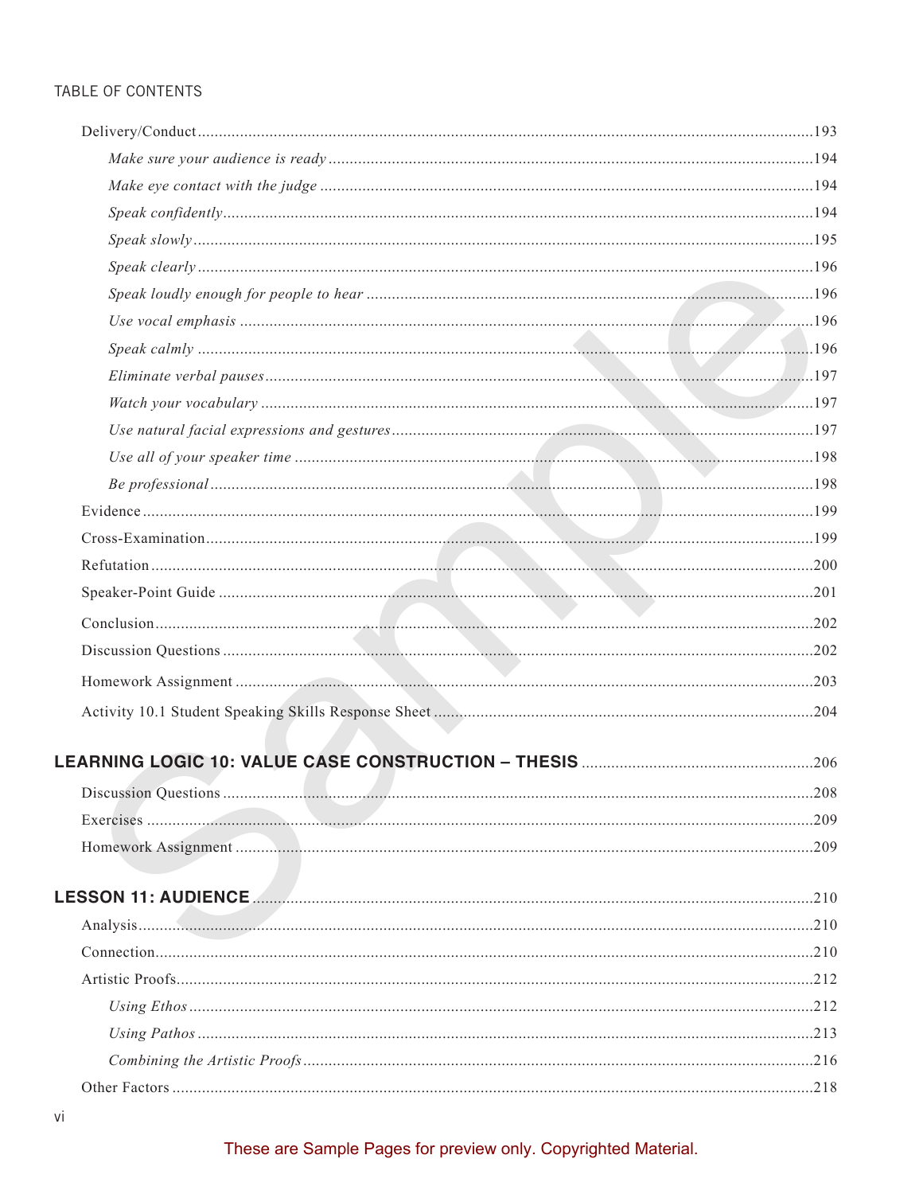TABLE OF CONTENTS

Delivery/Conduct ....................................................................................................................193

*Make sure your audience is ready* .................................................................................194

*Make eye contact with the judge* ...................................................................................194

*Speak confidently* .........................................................................................................194

*Speak slowly* .................................................................................................................195

*Speak clearly* .................................................................................................................196

*Speak loudly enough for people to hear* .......................................................................196

*Use vocal emphasis* .......................................................................................................196

*Speak calmly* .................................................................................................................196

*Eliminate verbal pauses* ................................................................................................197

*Watch your vocabulary* .................................................................................................197

*Use natural facial expressions and gestures* .................................................................197

*Use all of your speaker time* .........................................................................................198

*Be professional* .............................................................................................................198

Evidence ..............................................................................................................................199

Cross-Examination ..............................................................................................................199

Refutation ............................................................................................................................200

Speaker-Point Guide ............................................................................................................201

Conclusion ...........................................................................................................................202

Discussion Questions ...........................................................................................................202

Homework Assignment ........................................................................................................203

Activity 10.1 Student Speaking Skills Response Sheet .........................................................204

**LEARNING LOGIC 10: VALUE CASE CONSTRUCTION – THESIS** ......................................206

Discussion Questions ...........................................................................................................208

Exercises .............................................................................................................................209

Homework Assignment ........................................................................................................209

**LESSON 11: AUDIENCE** .......................................................................................................210

Analysis ...............................................................................................................................210

Connection ..........................................................................................................................210

Artistic Proofs ......................................................................................................................212

*Using Ethos* ....................................................................................................................212

*Using Pathos* ..................................................................................................................213

*Combining the Artistic Proofs* .......................................................................................216

Other Factors .......................................................................................................................218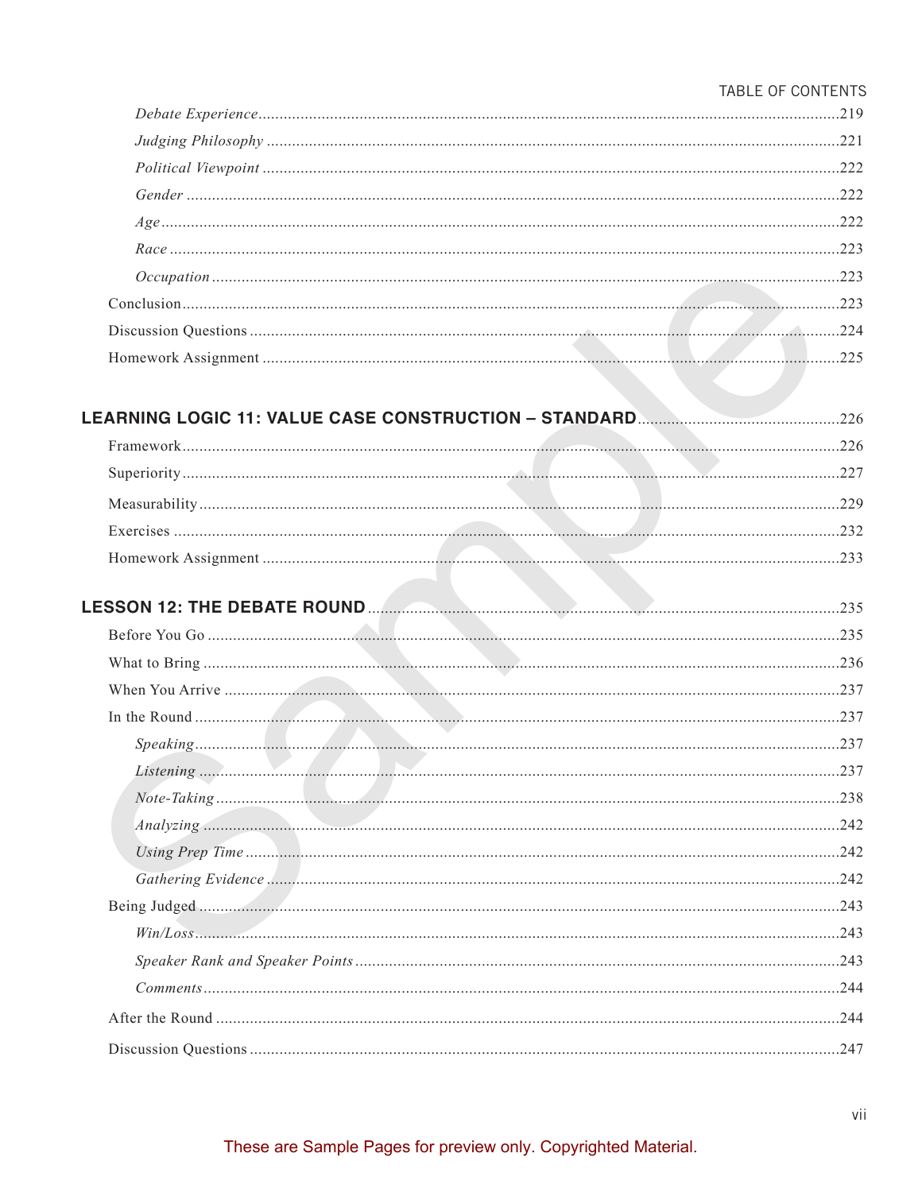*Debate Experience* ....... 219
*Judging Philosophy* ....... 221
*Political Viewpoint* ....... 222
*Gender* ....... 222
*Age* ....... 222
*Race* ....... 223
*Occupation* ....... 223
Conclusion ....... 223
Discussion Questions ....... 224
Homework Assignment ....... 225

**LEARNING LOGIC 11: VALUE CASE CONSTRUCTION – STANDARD** ....... 226
Framework ....... 226
Superiority ....... 227
Measurability ....... 229
Exercises ....... 232
Homework Assignment ....... 233

**LESSON 12: THE DEBATE ROUND** ....... 235
Before You Go ....... 235
What to Bring ....... 236
When You Arrive ....... 237
In the Round ....... 237
*Speaking* ....... 237
*Listening* ....... 237
*Note-Taking* ....... 238
*Analyzing* ....... 242
*Using Prep Time* ....... 242
*Gathering Evidence* ....... 242
Being Judged ....... 243
*Win/Loss* ....... 243
*Speaker Rank and Speaker Points* ....... 243
*Comments* ....... 244
After the Round ....... 244
Discussion Questions ....... 247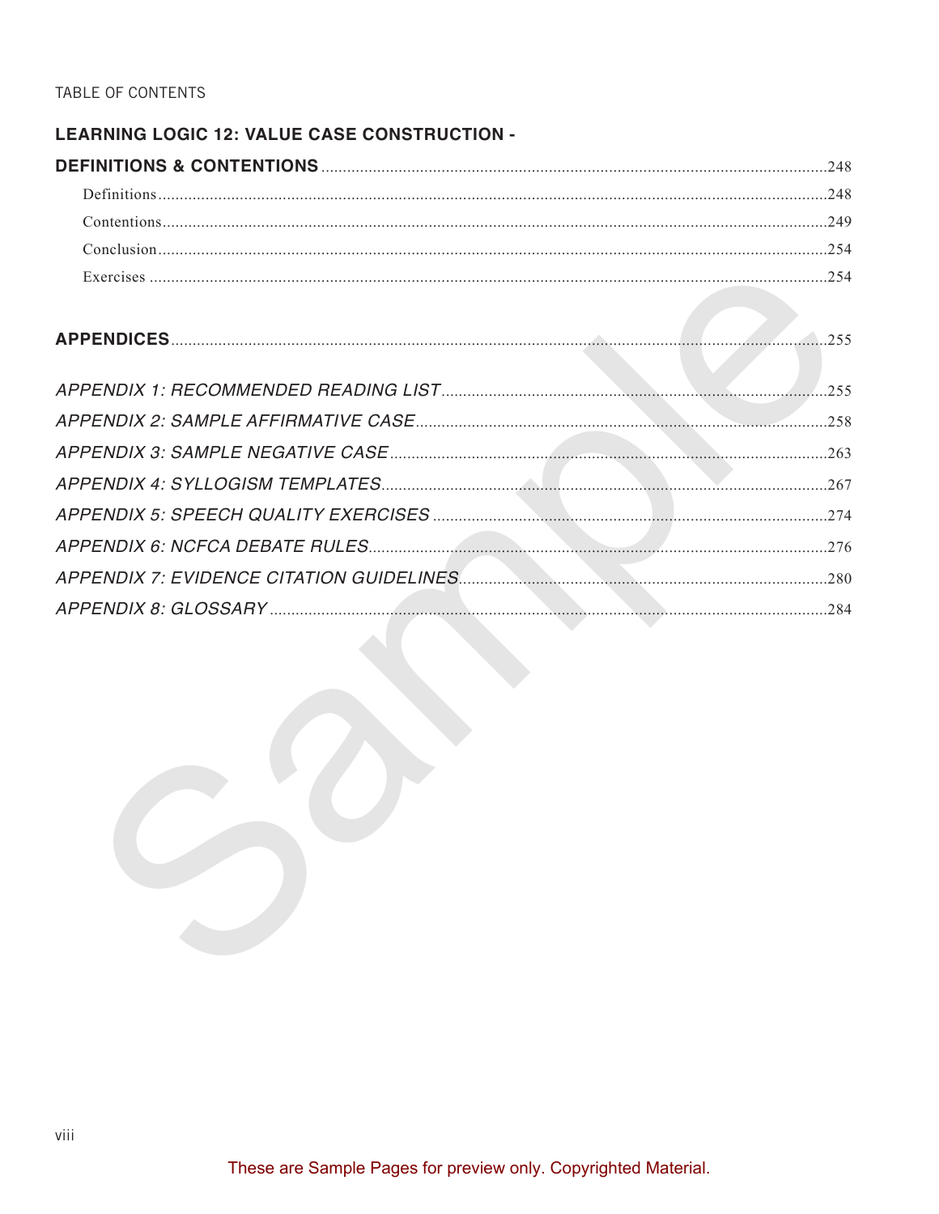TABLE OF CONTENTS

**LEARNING LOGIC 12: VALUE CASE CONSTRUCTION - DEFINITIONS & CONTENTIONS** ....248

- Definitions ....248
- Contentions ....249
- Conclusion ....254
- Exercises ....254

**APPENDICES** ....255

*APPENDIX 1: RECOMMENDED READING LIST* ....255

*APPENDIX 2: SAMPLE AFFIRMATIVE CASE* ....258

*APPENDIX 3: SAMPLE NEGATIVE CASE* ....263

*APPENDIX 4: SYLLOGISM TEMPLATES* ....267

*APPENDIX 5: SPEECH QUALITY EXERCISES* ....274

*APPENDIX 6: NCFCA DEBATE RULES* ....276

*APPENDIX 7: EVIDENCE CITATION GUIDELINES* ....280

*APPENDIX 8: GLOSSARY* ....284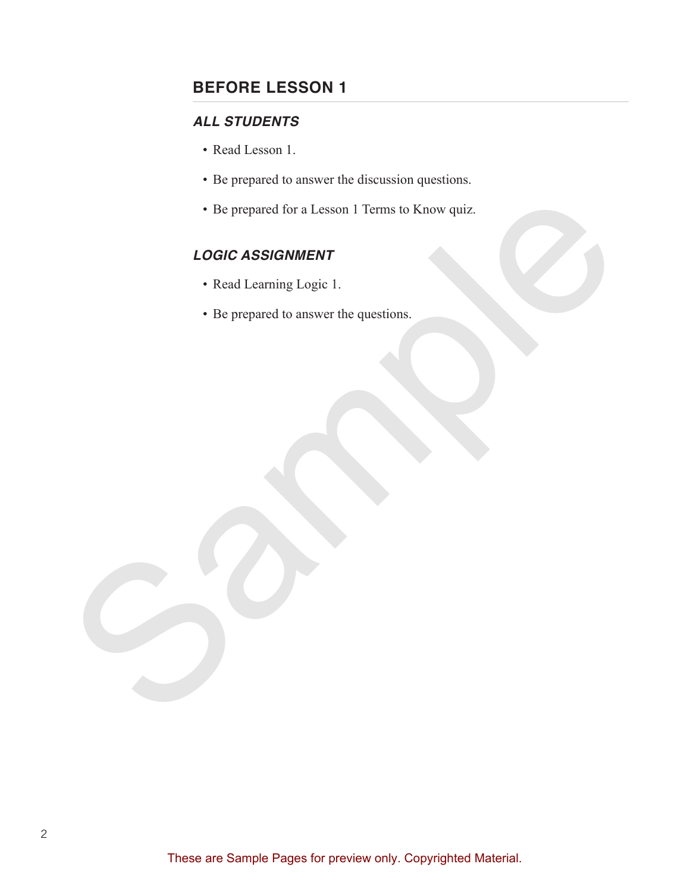## BEFORE LESSON 1

### *ALL STUDENTS*

- Read Lesson 1.
- Be prepared to answer the discussion questions.
- Be prepared for a Lesson 1 Terms to Know quiz.

### *LOGIC ASSIGNMENT*

- Read Learning Logic 1.
- Be prepared to answer the questions.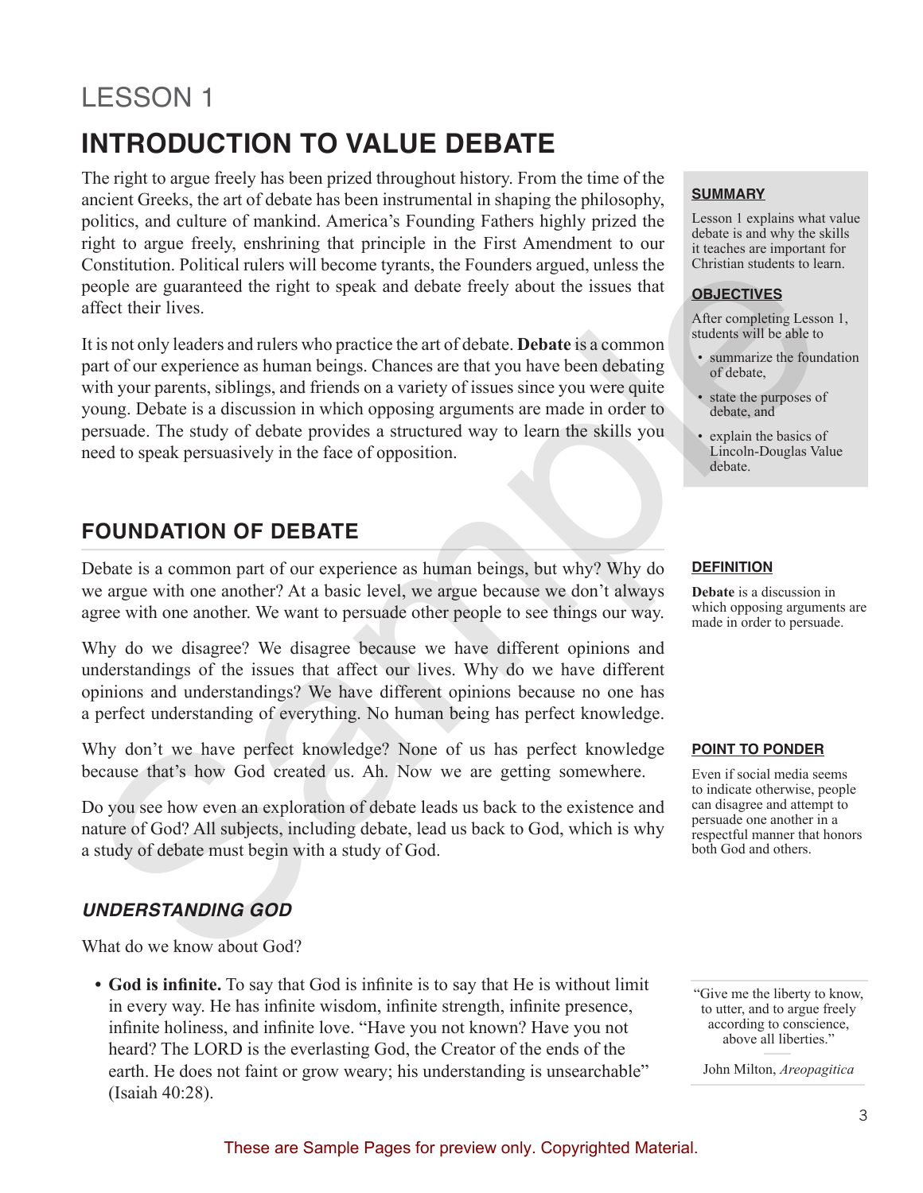# LESSON 1

# INTRODUCTION TO VALUE DEBATE

The right to argue freely has been prized throughout history. From the time of the ancient Greeks, the art of debate has been instrumental in shaping the philosophy, politics, and culture of mankind. America's Founding Fathers highly prized the right to argue freely, enshrining that principle in the First Amendment to our Constitution. Political rulers will become tyrants, the Founders argued, unless the people are guaranteed the right to speak and debate freely about the issues that affect their lives.

It is not only leaders and rulers who practice the art of debate. **Debate** is a common part of our experience as human beings. Chances are that you have been debating with your parents, siblings, and friends on a variety of issues since you were quite young. Debate is a discussion in which opposing arguments are made in order to persuade. The study of debate provides a structured way to learn the skills you need to speak persuasively in the face of opposition.

**SUMMARY**

Lesson 1 explains what value debate is and why the skills it teaches are important for Christian students to learn.

**OBJECTIVES**

After completing Lesson 1, students will be able to

- summarize the foundation of debate,
- state the purposes of debate, and
- explain the basics of Lincoln-Douglas Value debate.

## FOUNDATION OF DEBATE

Debate is a common part of our experience as human beings, but why? Why do we argue with one another? At a basic level, we argue because we don't always agree with one another. We want to persuade other people to see things our way.

Why do we disagree? We disagree because we have different opinions and understandings of the issues that affect our lives. Why do we have different opinions and understandings? We have different opinions because no one has a perfect understanding of everything. No human being has perfect knowledge.

Why don't we have perfect knowledge? None of us has perfect knowledge because that's how God created us. Ah. Now we are getting somewhere.

Do you see how even an exploration of debate leads us back to the existence and nature of God? All subjects, including debate, lead us back to God, which is why a study of debate must begin with a study of God.

**DEFINITION**

**Debate** is a discussion in which opposing arguments are made in order to persuade.

**POINT TO PONDER**

Even if social media seems to indicate otherwise, people can disagree and attempt to persuade one another in a respectful manner that honors both God and others.

### *UNDERSTANDING GOD*

What do we know about God?

- **God is infinite.** To say that God is infinite is to say that He is without limit in every way. He has infinite wisdom, infinite strength, infinite presence, infinite holiness, and infinite love. "Have you not known? Have you not heard? The LORD is the everlasting God, the Creator of the ends of the earth. He does not faint or grow weary; his understanding is unsearchable" (Isaiah 40:28).

> "Give me the liberty to know, to utter, and to argue freely according to conscience, above all liberties."
>
> John Milton, *Areopagitica*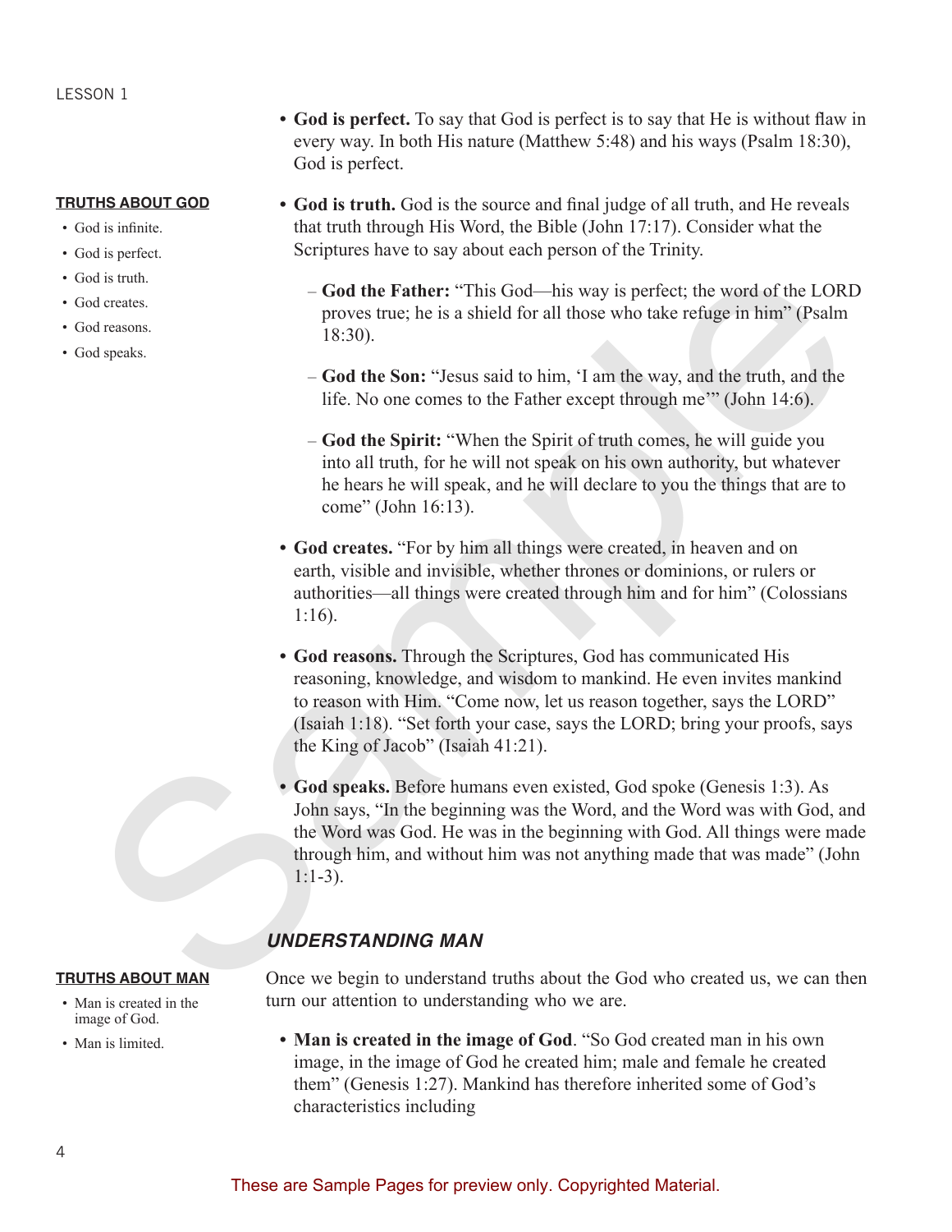- **God is perfect.** To say that God is perfect is to say that He is without flaw in every way. In both His nature (Matthew 5:48) and his ways (Psalm 18:30), God is perfect.

**TRUTHS ABOUT GOD**

- God is infinite.
- God is perfect.
- God is truth.
- God creates.
- God reasons.
- God speaks.

- **God is truth.** God is the source and final judge of all truth, and He reveals that truth through His Word, the Bible (John 17:17). Consider what the Scriptures have to say about each person of the Trinity.
  - **God the Father:** "This God—his way is perfect; the word of the LORD proves true; he is a shield for all those who take refuge in him" (Psalm 18:30).
  - **God the Son:** "Jesus said to him, 'I am the way, and the truth, and the life. No one comes to the Father except through me'" (John 14:6).
  - **God the Spirit:** "When the Spirit of truth comes, he will guide you into all truth, for he will not speak on his own authority, but whatever he hears he will speak, and he will declare to you the things that are to come" (John 16:13).
- **God creates.** "For by him all things were created, in heaven and on earth, visible and invisible, whether thrones or dominions, or rulers or authorities—all things were created through him and for him" (Colossians 1:16).
- **God reasons.** Through the Scriptures, God has communicated His reasoning, knowledge, and wisdom to mankind. He even invites mankind to reason with Him. "Come now, let us reason together, says the LORD" (Isaiah 1:18). "Set forth your case, says the LORD; bring your proofs, says the King of Jacob" (Isaiah 41:21).
- **God speaks.** Before humans even existed, God spoke (Genesis 1:3). As John says, "In the beginning was the Word, and the Word was with God, and the Word was God. He was in the beginning with God. All things were made through him, and without him was not anything made that was made" (John 1:1-3).

## *UNDERSTANDING MAN*

**TRUTHS ABOUT MAN**

- Man is created in the image of God.
- Man is limited.

Once we begin to understand truths about the God who created us, we can then turn our attention to understanding who we are.

- **Man is created in the image of God**. "So God created man in his own image, in the image of God he created him; male and female he created them" (Genesis 1:27). Mankind has therefore inherited some of God's characteristics including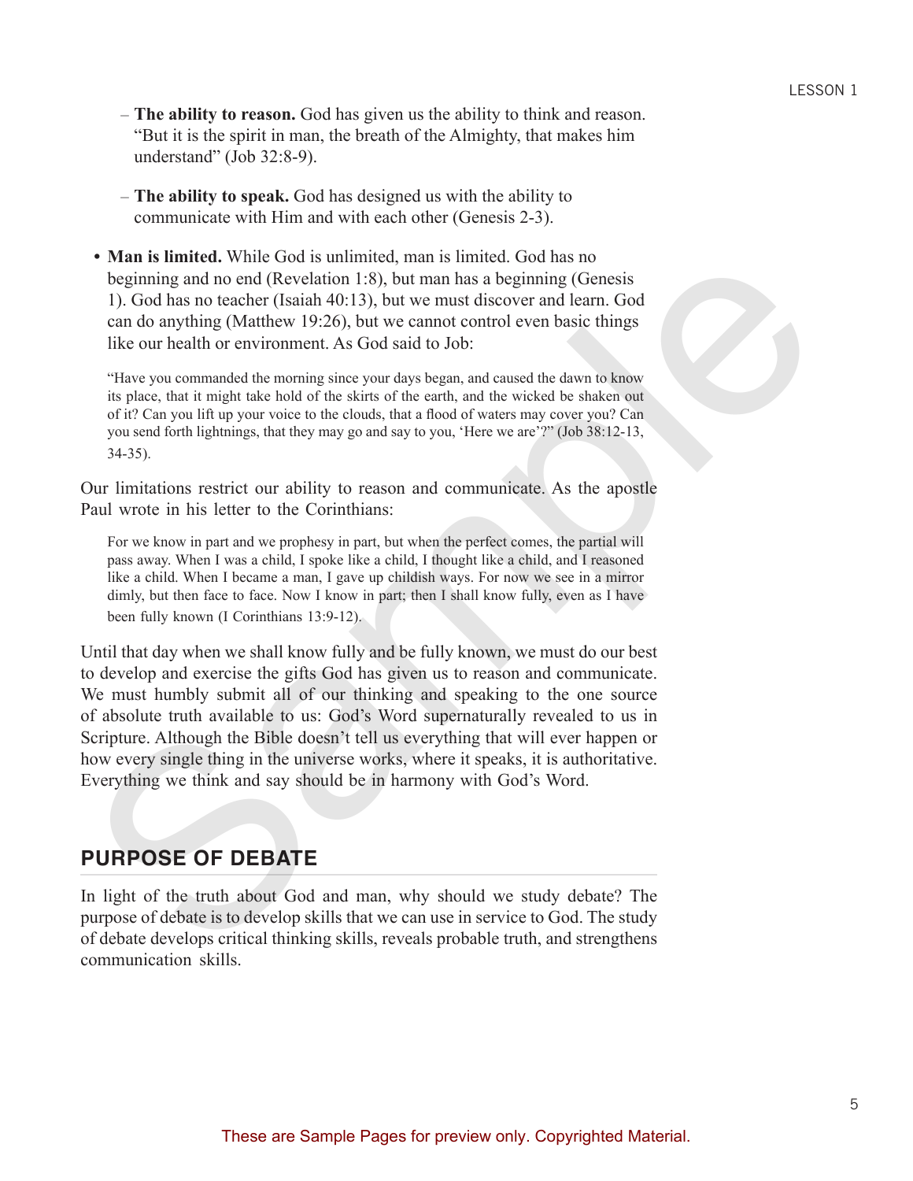- **The ability to reason.** God has given us the ability to think and reason. "But it is the spirit in man, the breath of the Almighty, that makes him understand" (Job 32:8-9).

  - **The ability to speak.** God has designed us with the ability to communicate with Him and with each other (Genesis 2-3).

- **Man is limited.** While God is unlimited, man is limited. God has no beginning and no end (Revelation 1:8), but man has a beginning (Genesis 1). God has no teacher (Isaiah 40:13), but we must discover and learn. God can do anything (Matthew 19:26), but we cannot control even basic things like our health or environment. As God said to Job:

  > "Have you commanded the morning since your days began, and caused the dawn to know its place, that it might take hold of the skirts of the earth, and the wicked be shaken out of it? Can you lift up your voice to the clouds, that a flood of waters may cover you? Can you send forth lightnings, that they may go and say to you, 'Here we are'?" (Job 38:12-13, 34-35).

Our limitations restrict our ability to reason and communicate. As the apostle Paul wrote in his letter to the Corinthians:

> For we know in part and we prophesy in part, but when the perfect comes, the partial will pass away. When I was a child, I spoke like a child, I thought like a child, and I reasoned like a child. When I became a man, I gave up childish ways. For now we see in a mirror dimly, but then face to face. Now I know in part; then I shall know fully, even as I have been fully known (I Corinthians 13:9-12).

Until that day when we shall know fully and be fully known, we must do our best to develop and exercise the gifts God has given us to reason and communicate. We must humbly submit all of our thinking and speaking to the one source of absolute truth available to us: God's Word supernaturally revealed to us in Scripture. Although the Bible doesn't tell us everything that will ever happen or how every single thing in the universe works, where it speaks, it is authoritative. Everything we think and say should be in harmony with God's Word.

## PURPOSE OF DEBATE

In light of the truth about God and man, why should we study debate? The purpose of debate is to develop skills that we can use in service to God. The study of debate develops critical thinking skills, reveals probable truth, and strengthens communication skills.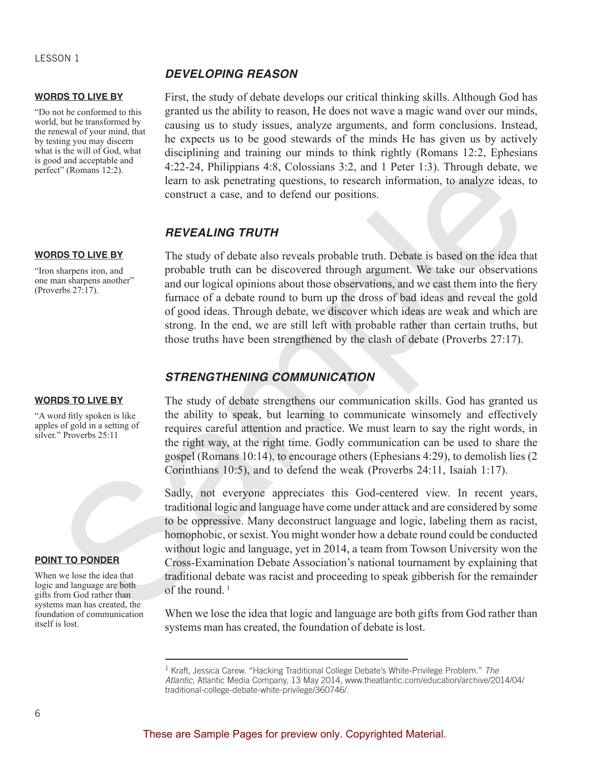## DEVELOPING REASON

**WORDS TO LIVE BY**

"Do not be conformed to this world, but be transformed by the renewal of your mind, that by testing you may discern what is the will of God, what is good and acceptable and perfect" (Romans 12:2).

First, the study of debate develops our critical thinking skills. Although God has granted us the ability to reason, He does not wave a magic wand over our minds, causing us to study issues, analyze arguments, and form conclusions. Instead, he expects us to be good stewards of the minds He has given us by actively disciplining and training our minds to think rightly (Romans 12:2, Ephesians 4:22-24, Philippians 4:8, Colossians 3:2, and 1 Peter 1:3). Through debate, we learn to ask penetrating questions, to research information, to analyze ideas, to construct a case, and to defend our positions.

## REVEALING TRUTH

**WORDS TO LIVE BY**

"Iron sharpens iron, and one man sharpens another" (Proverbs 27:17).

The study of debate also reveals probable truth. Debate is based on the idea that probable truth can be discovered through argument. We take our observations and our logical opinions about those observations, and we cast them into the fiery furnace of a debate round to burn up the dross of bad ideas and reveal the gold of good ideas. Through debate, we discover which ideas are weak and which are strong. In the end, we are still left with probable rather than certain truths, but those truths have been strengthened by the clash of debate (Proverbs 27:17).

## STRENGTHENING COMMUNICATION

**WORDS TO LIVE BY**

"A word fitly spoken is like apples of gold in a setting of silver." Proverbs 25:11

The study of debate strengthens our communication skills. God has granted us the ability to speak, but learning to communicate winsomely and effectively requires careful attention and practice. We must learn to say the right words, in the right way, at the right time. Godly communication can be used to share the gospel (Romans 10:14), to encourage others (Ephesians 4:29), to demolish lies (2 Corinthians 10:5), and to defend the weak (Proverbs 24:11, Isaiah 1:17).

Sadly, not everyone appreciates this God-centered view. In recent years, traditional logic and language have come under attack and are considered by some to be oppressive. Many deconstruct language and logic, labeling them as racist, homophobic, or sexist. You might wonder how a debate round could be conducted without logic and language, yet in 2014, a team from Towson University won the Cross-Examination Debate Association's national tournament by explaining that traditional debate was racist and proceeding to speak gibberish for the remainder of the round. [1]

**POINT TO PONDER**

When we lose the idea that logic and language are both gifts from God rather than systems man has created, the foundation of communication itself is lost.

When we lose the idea that logic and language are both gifts from God rather than systems man has created, the foundation of debate is lost.

---

[1] Kraft, Jessica Carew. "Hacking Traditional College Debate's White-Privilege Problem." *The Atlantic*, Atlantic Media Company, 13 May 2014, www.theatlantic.com/education/archive/2014/04/traditional-college-debate-white-privilege/360746/.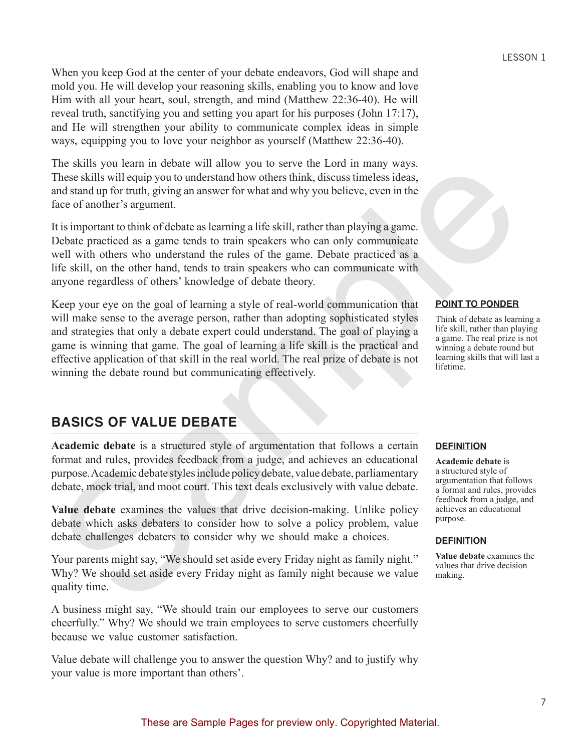When you keep God at the center of your debate endeavors, God will shape and mold you. He will develop your reasoning skills, enabling you to know and love Him with all your heart, soul, strength, and mind (Matthew 22:36-40). He will reveal truth, sanctifying you and setting you apart for his purposes (John 17:17), and He will strengthen your ability to communicate complex ideas in simple ways, equipping you to love your neighbor as yourself (Matthew 22:36-40).

The skills you learn in debate will allow you to serve the Lord in many ways. These skills will equip you to understand how others think, discuss timeless ideas, and stand up for truth, giving an answer for what and why you believe, even in the face of another's argument.

It is important to think of debate as learning a life skill, rather than playing a game. Debate practiced as a game tends to train speakers who can only communicate well with others who understand the rules of the game. Debate practiced as a life skill, on the other hand, tends to train speakers who can communicate with anyone regardless of others' knowledge of debate theory.

Keep your eye on the goal of learning a style of real-world communication that will make sense to the average person, rather than adopting sophisticated styles and strategies that only a debate expert could understand. The goal of playing a game is winning that game. The goal of learning a life skill is the practical and effective application of that skill in the real world. The real prize of debate is not winning the debate round but communicating effectively.

**POINT TO PONDER**

Think of debate as learning a life skill, rather than playing a game. The real prize is not winning a debate round but learning skills that will last a lifetime.

## BASICS OF VALUE DEBATE

**Academic debate** is a structured style of argumentation that follows a certain format and rules, provides feedback from a judge, and achieves an educational purpose. Academic debate styles include policy debate, value debate, parliamentary debate, mock trial, and moot court. This text deals exclusively with value debate.

**DEFINITION**

**Academic debate** is a structured style of argumentation that follows a format and rules, provides feedback from a judge, and achieves an educational purpose.

**Value debate** examines the values that drive decision-making. Unlike policy debate which asks debaters to consider how to solve a policy problem, value debate challenges debaters to consider why we should make a choices.

**DEFINITION**

**Value debate** examines the values that drive decision making.

Your parents might say, "We should set aside every Friday night as family night." Why? We should set aside every Friday night as family night because we value quality time.

A business might say, "We should train our employees to serve our customers cheerfully." Why? We should we train employees to serve customers cheerfully because we value customer satisfaction.

Value debate will challenge you to answer the question Why? and to justify why your value is more important than others'.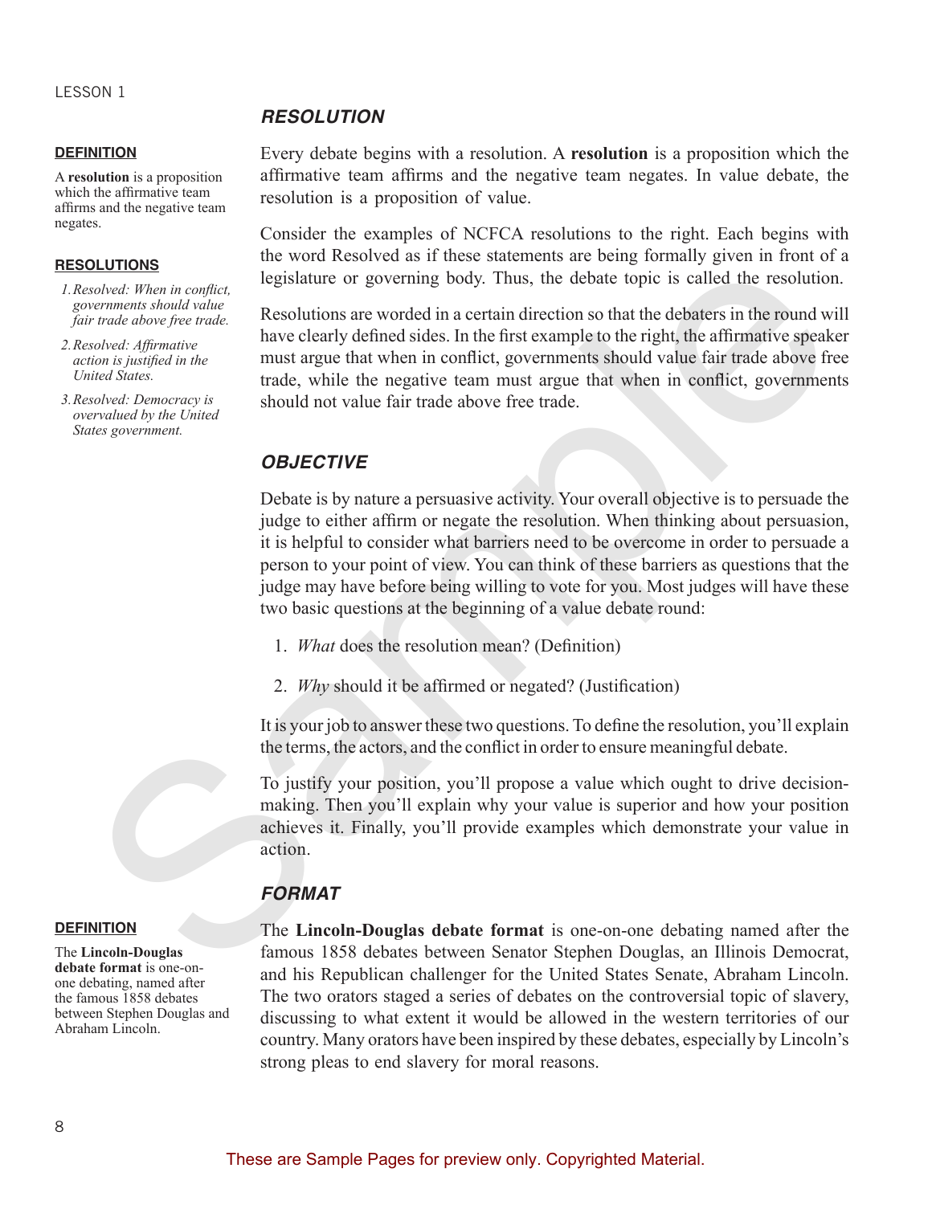## RESOLUTION

**DEFINITION**

A **resolution** is a proposition which the affirmative team affirms and the negative team negates.

**RESOLUTIONS**

1. *Resolved: When in conflict, governments should value fair trade above free trade.*
2. *Resolved: Affirmative action is justified in the United States.*
3. *Resolved: Democracy is overvalued by the United States government.*

Every debate begins with a resolution. A **resolution** is a proposition which the affirmative team affirms and the negative team negates. In value debate, the resolution is a proposition of value.

Consider the examples of NCFCA resolutions to the right. Each begins with the word Resolved as if these statements are being formally given in front of a legislature or governing body. Thus, the debate topic is called the resolution.

Resolutions are worded in a certain direction so that the debaters in the round will have clearly defined sides. In the first example to the right, the affirmative speaker must argue that when in conflict, governments should value fair trade above free trade, while the negative team must argue that when in conflict, governments should not value fair trade above free trade.

## OBJECTIVE

Debate is by nature a persuasive activity. Your overall objective is to persuade the judge to either affirm or negate the resolution. When thinking about persuasion, it is helpful to consider what barriers need to be overcome in order to persuade a person to your point of view. You can think of these barriers as questions that the judge may have before being willing to vote for you. Most judges will have these two basic questions at the beginning of a value debate round:

1. *What* does the resolution mean? (Definition)
2. *Why* should it be affirmed or negated? (Justification)

It is your job to answer these two questions. To define the resolution, you'll explain the terms, the actors, and the conflict in order to ensure meaningful debate.

To justify your position, you'll propose a value which ought to drive decision-making. Then you'll explain why your value is superior and how your position achieves it. Finally, you'll provide examples which demonstrate your value in action.

## FORMAT

**DEFINITION**

The **Lincoln-Douglas debate format** is one-on-one debating, named after the famous 1858 debates between Stephen Douglas and Abraham Lincoln.

The **Lincoln-Douglas debate format** is one-on-one debating named after the famous 1858 debates between Senator Stephen Douglas, an Illinois Democrat, and his Republican challenger for the United States Senate, Abraham Lincoln. The two orators staged a series of debates on the controversial topic of slavery, discussing to what extent it would be allowed in the western territories of our country. Many orators have been inspired by these debates, especially by Lincoln's strong pleas to end slavery for moral reasons.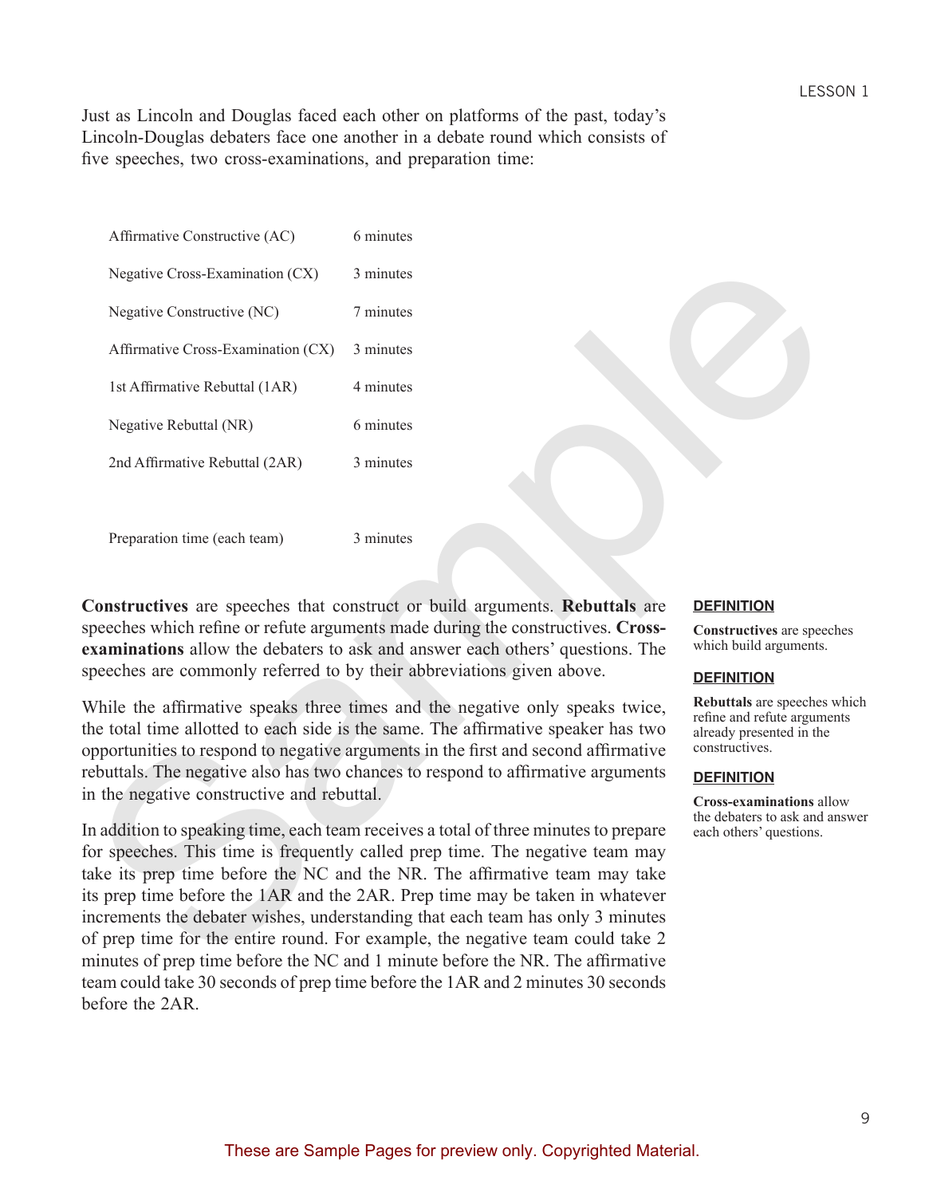Just as Lincoln and Douglas faced each other on platforms of the past, today's Lincoln-Douglas debaters face one another in a debate round which consists of five speeches, two cross-examinations, and preparation time:

| | |
|---|---|
| Affirmative Constructive (AC) | 6 minutes |
| Negative Cross-Examination (CX) | 3 minutes |
| Negative Constructive (NC) | 7 minutes |
| Affirmative Cross-Examination (CX) | 3 minutes |
| 1st Affirmative Rebuttal (1AR) | 4 minutes |
| Negative Rebuttal (NR) | 6 minutes |
| 2nd Affirmative Rebuttal (2AR) | 3 minutes |
| | |
| Preparation time (each team) | 3 minutes |

**Constructives** are speeches that construct or build arguments. **Rebuttals** are speeches which refine or refute arguments made during the constructives. **Cross-examinations** allow the debaters to ask and answer each others' questions. The speeches are commonly referred to by their abbreviations given above.

While the affirmative speaks three times and the negative only speaks twice, the total time allotted to each side is the same. The affirmative speaker has two opportunities to respond to negative arguments in the first and second affirmative rebuttals. The negative also has two chances to respond to affirmative arguments in the negative constructive and rebuttal.

In addition to speaking time, each team receives a total of three minutes to prepare for speeches. This time is frequently called prep time. The negative team may take its prep time before the NC and the NR. The affirmative team may take its prep time before the 1AR and the 2AR. Prep time may be taken in whatever increments the debater wishes, understanding that each team has only 3 minutes of prep time for the entire round. For example, the negative team could take 2 minutes of prep time before the NC and 1 minute before the NR. The affirmative team could take 30 seconds of prep time before the 1AR and 2 minutes 30 seconds before the 2AR.

**DEFINITION**

**Constructives** are speeches which build arguments.

**DEFINITION**

**Rebuttals** are speeches which refine and refute arguments already presented in the constructives.

**DEFINITION**

**Cross-examinations** allow the debaters to ask and answer each others' questions.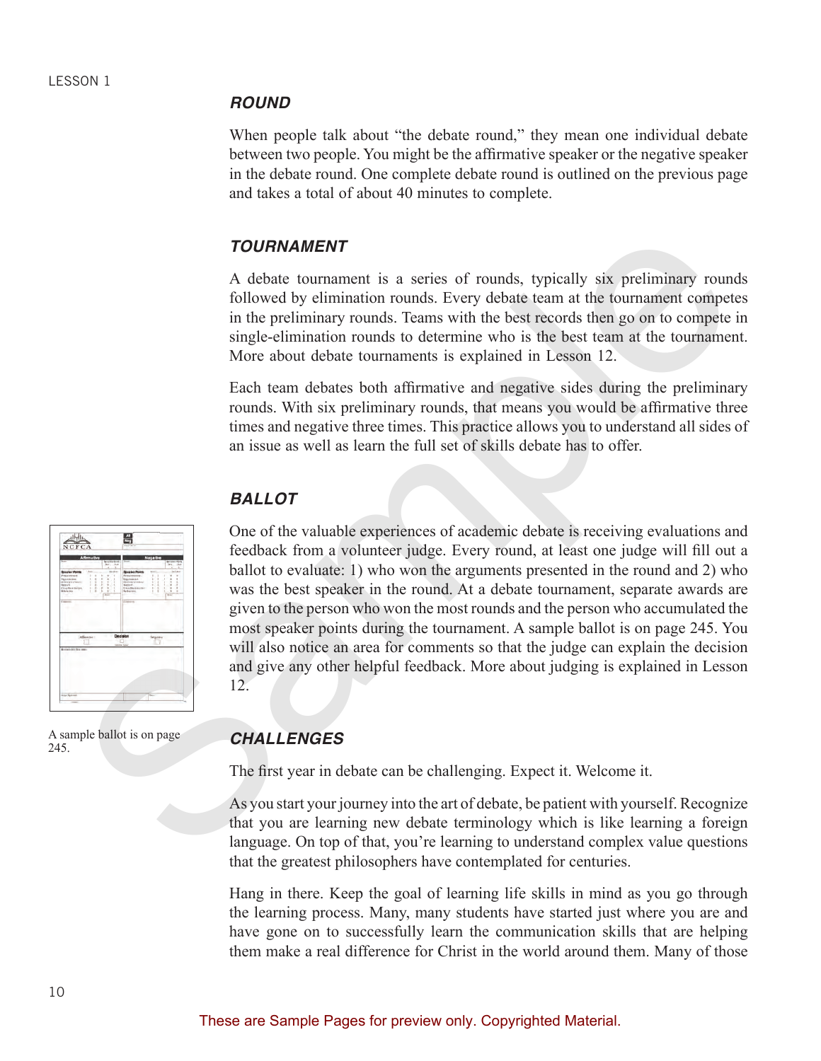### ROUND

When people talk about "the debate round," they mean one individual debate between two people. You might be the affirmative speaker or the negative speaker in the debate round. One complete debate round is outlined on the previous page and takes a total of about 40 minutes to complete.

### TOURNAMENT

A debate tournament is a series of rounds, typically six preliminary rounds followed by elimination rounds. Every debate team at the tournament competes in the preliminary rounds. Teams with the best records then go on to compete in single-elimination rounds to determine who is the best team at the tournament. More about debate tournaments is explained in Lesson 12.

Each team debates both affirmative and negative sides during the preliminary rounds. With six preliminary rounds, that means you would be affirmative three times and negative three times. This practice allows you to understand all sides of an issue as well as learn the full set of skills debate has to offer.

### BALLOT

One of the valuable experiences of academic debate is receiving evaluations and feedback from a volunteer judge. Every round, at least one judge will fill out a ballot to evaluate: 1) who won the arguments presented in the round and 2) who was the best speaker in the round. At a debate tournament, separate awards are given to the person who won the most rounds and the person who accumulated the most speaker points during the tournament. A sample ballot is on page 245. You will also notice an area for comments so that the judge can explain the decision and give any other helpful feedback. More about judging is explained in Lesson 12.

A sample ballot is on page 245.

### CHALLENGES

The first year in debate can be challenging. Expect it. Welcome it.

As you start your journey into the art of debate, be patient with yourself. Recognize that you are learning new debate terminology which is like learning a foreign language. On top of that, you're learning to understand complex value questions that the greatest philosophers have contemplated for centuries.

Hang in there. Keep the goal of learning life skills in mind as you go through the learning process. Many, many students have started just where you are and have gone on to successfully learn the communication skills that are helping them make a real difference for Christ in the world around them. Many of those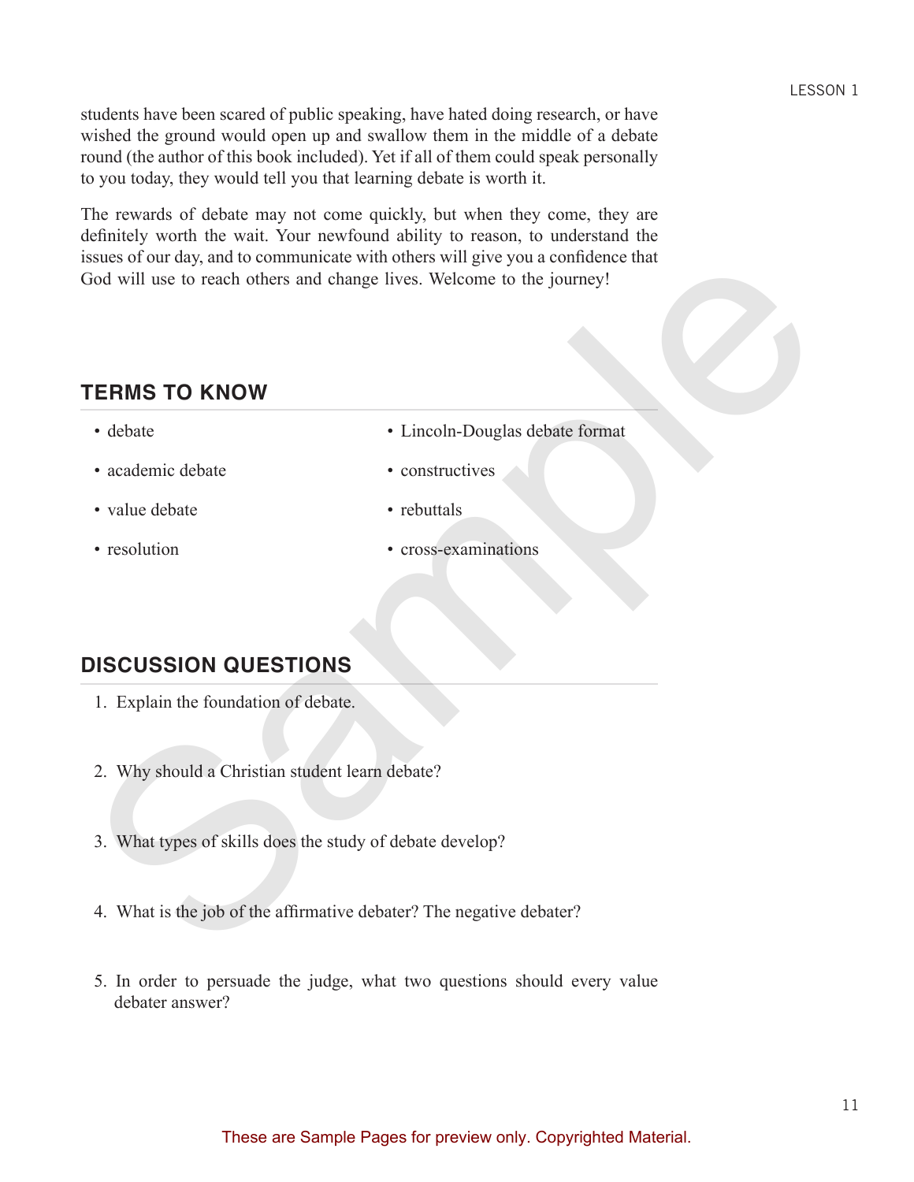students have been scared of public speaking, have hated doing research, or have wished the ground would open up and swallow them in the middle of a debate round (the author of this book included). Yet if all of them could speak personally to you today, they would tell you that learning debate is worth it.

The rewards of debate may not come quickly, but when they come, they are definitely worth the wait. Your newfound ability to reason, to understand the issues of our day, and to communicate with others will give you a confidence that God will use to reach others and change lives. Welcome to the journey!

## TERMS TO KNOW

- debate
- academic debate
- value debate
- resolution
- Lincoln-Douglas debate format
- constructives
- rebuttals
- cross-examinations

## DISCUSSION QUESTIONS

1. Explain the foundation of debate.
2. Why should a Christian student learn debate?
3. What types of skills does the study of debate develop?
4. What is the job of the affirmative debater? The negative debater?
5. In order to persuade the judge, what two questions should every value debater answer?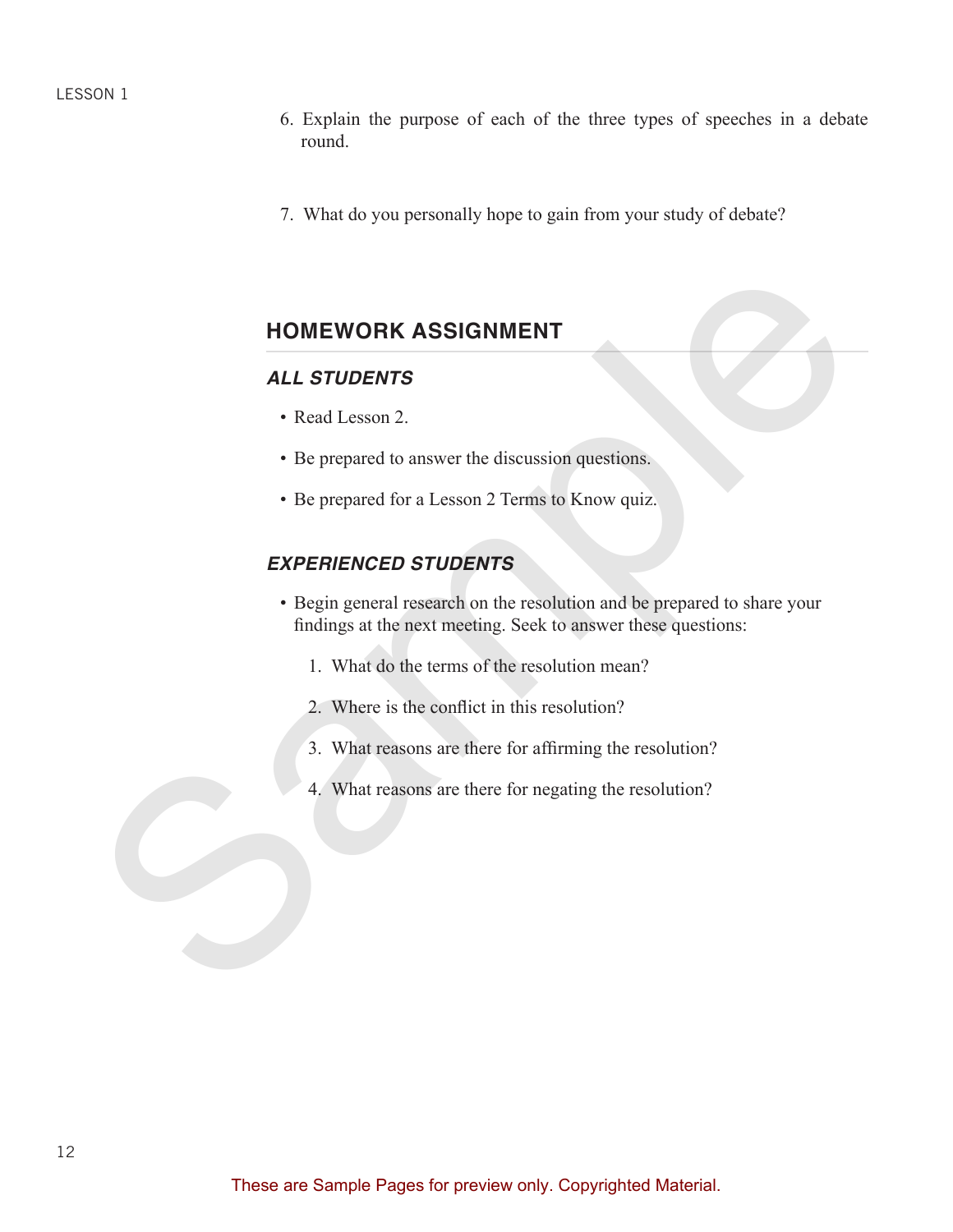6. Explain the purpose of each of the three types of speeches in a debate round.

7. What do you personally hope to gain from your study of debate?

## HOMEWORK ASSIGNMENT

### *ALL STUDENTS*

- Read Lesson 2.
- Be prepared to answer the discussion questions.
- Be prepared for a Lesson 2 Terms to Know quiz.

### *EXPERIENCED STUDENTS*

- Begin general research on the resolution and be prepared to share your findings at the next meeting. Seek to answer these questions:
    1. What do the terms of the resolution mean?
    2. Where is the conflict in this resolution?
    3. What reasons are there for affirming the resolution?
    4. What reasons are there for negating the resolution?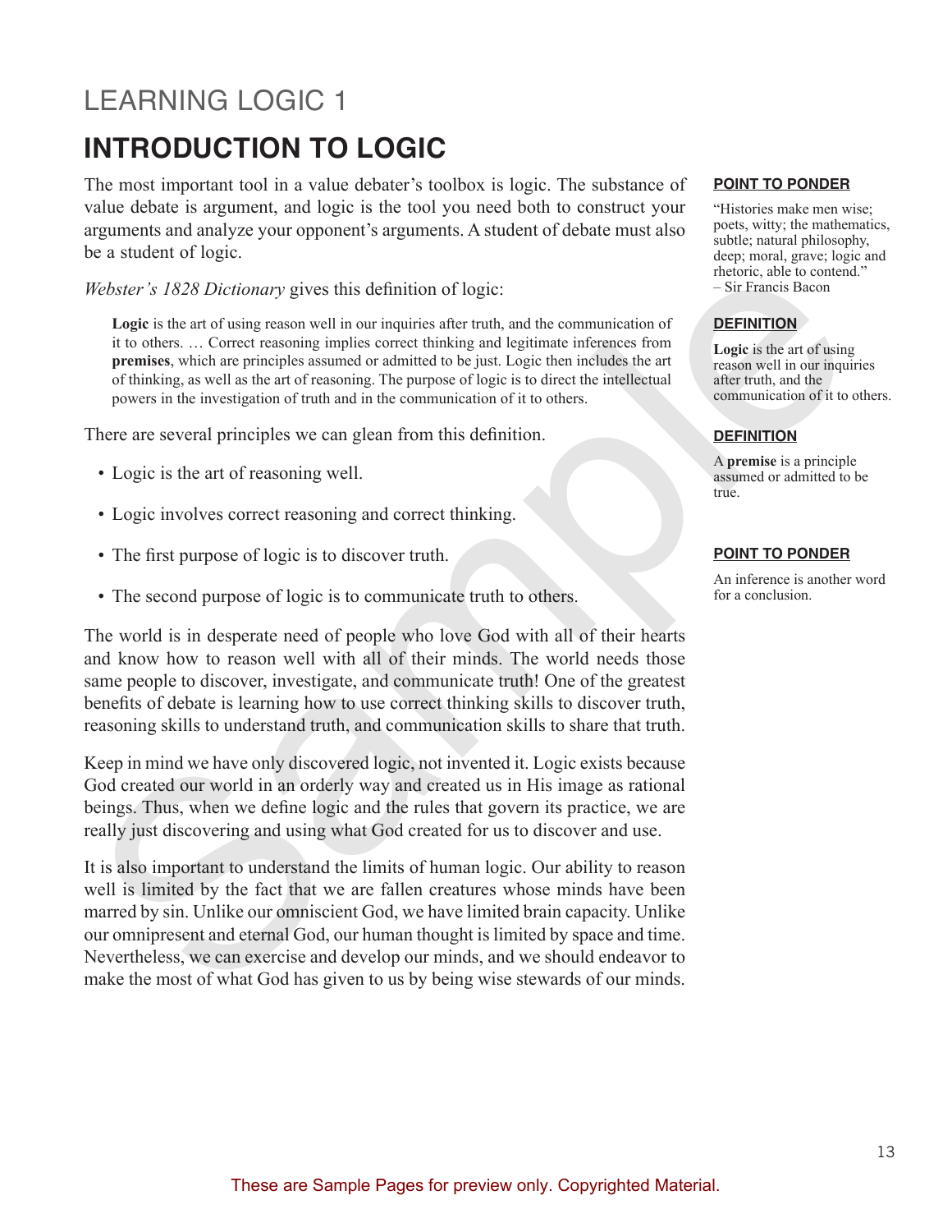# LEARNING LOGIC 1

## INTRODUCTION TO LOGIC

The most important tool in a value debater's toolbox is logic. The substance of value debate is argument, and logic is the tool you need both to construct your arguments and analyze your opponent's arguments. A student of debate must also be a student of logic.

*Webster's 1828 Dictionary* gives this definition of logic:

> **Logic** is the art of using reason well in our inquiries after truth, and the communication of it to others. … Correct reasoning implies correct thinking and legitimate inferences from **premises**, which are principles assumed or admitted to be just. Logic then includes the art of thinking, as well as the art of reasoning. The purpose of logic is to direct the intellectual powers in the investigation of truth and in the communication of it to others.

There are several principles we can glean from this definition.

- Logic is the art of reasoning well.
- Logic involves correct reasoning and correct thinking.
- The first purpose of logic is to discover truth.
- The second purpose of logic is to communicate truth to others.

The world is in desperate need of people who love God with all of their hearts and know how to reason well with all of their minds. The world needs those same people to discover, investigate, and communicate truth! One of the greatest benefits of debate is learning how to use correct thinking skills to discover truth, reasoning skills to understand truth, and communication skills to share that truth.

Keep in mind we have only discovered logic, not invented it. Logic exists because God created our world in an orderly way and created us in His image as rational beings. Thus, when we define logic and the rules that govern its practice, we are really just discovering and using what God created for us to discover and use.

It is also important to understand the limits of human logic. Our ability to reason well is limited by the fact that we are fallen creatures whose minds have been marred by sin. Unlike our omniscient God, we have limited brain capacity. Unlike our omnipresent and eternal God, our human thought is limited by space and time. Nevertheless, we can exercise and develop our minds, and we should endeavor to make the most of what God has given to us by being wise stewards of our minds.

**POINT TO PONDER**

"Histories make men wise; poets, witty; the mathematics, subtle; natural philosophy, deep; moral, grave; logic and rhetoric, able to contend."
– Sir Francis Bacon

**DEFINITION**

**Logic** is the art of using reason well in our inquiries after truth, and the communication of it to others.

**DEFINITION**

A **premise** is a principle assumed or admitted to be true.

**POINT TO PONDER**

An inference is another word for a conclusion.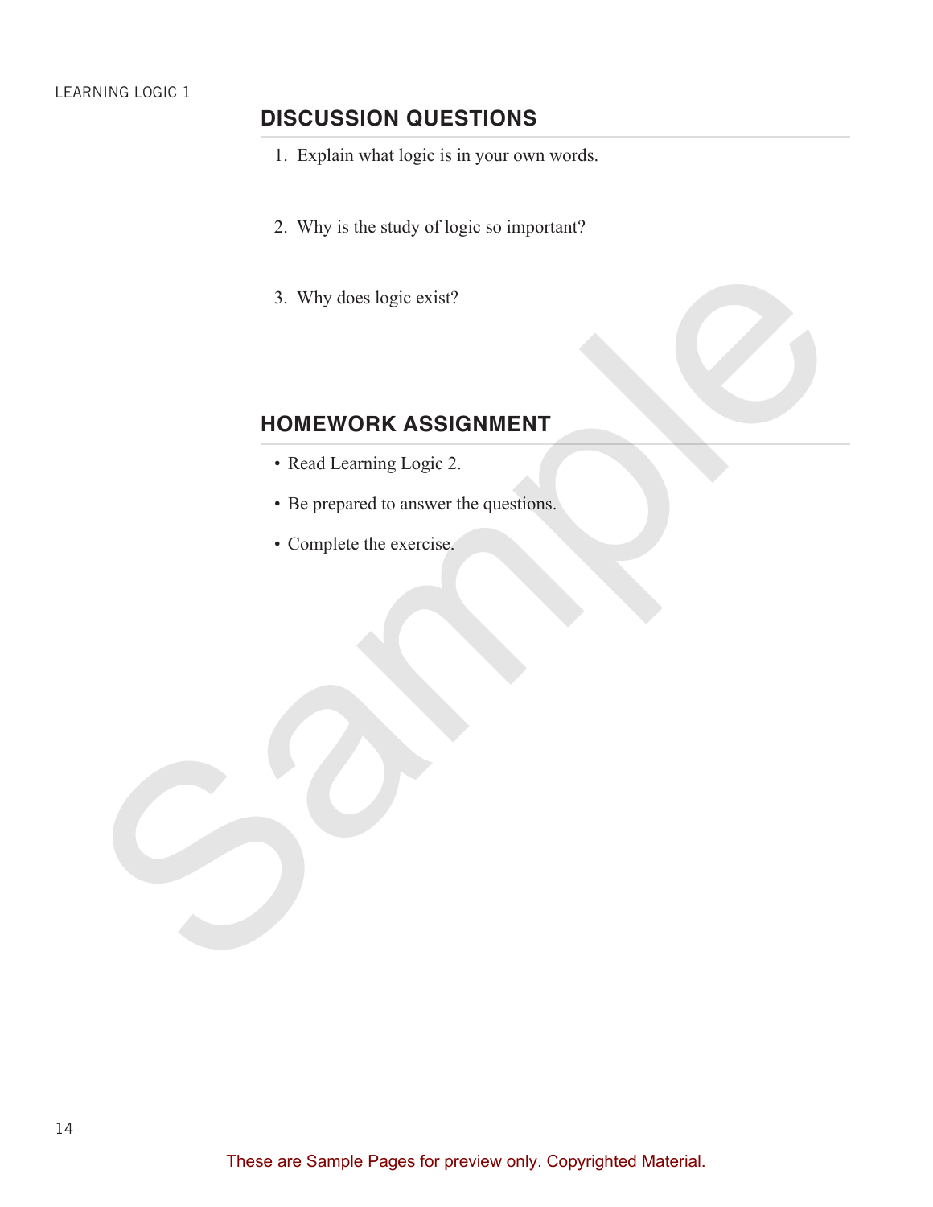## DISCUSSION QUESTIONS

1. Explain what logic is in your own words.
2. Why is the study of logic so important?
3. Why does logic exist?

## HOMEWORK ASSIGNMENT

- Read Learning Logic 2.
- Be prepared to answer the questions.
- Complete the exercise.